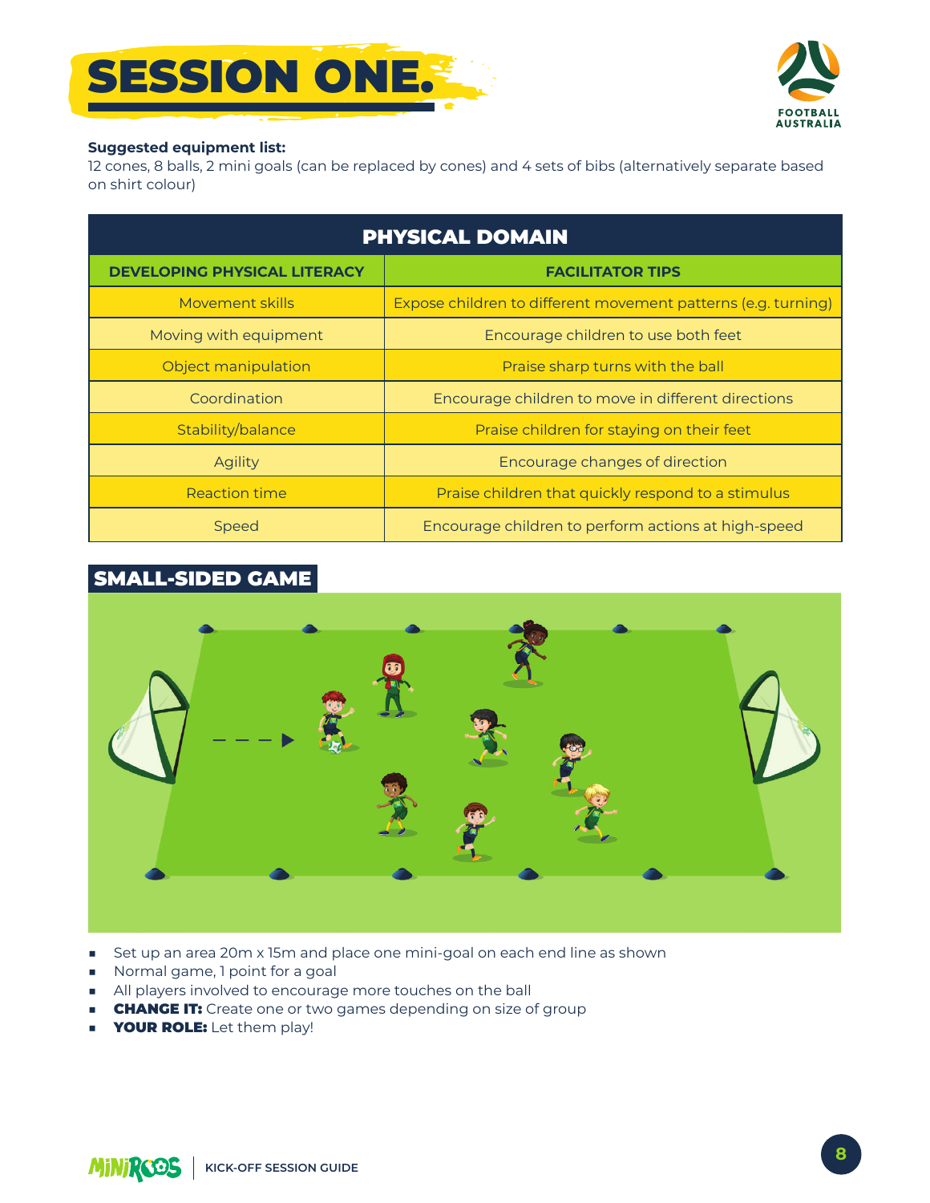# SESSION ONE.

**Suggested equipment list:**
12 cones, 8 balls, 2 mini goals (can be replaced by cones) and 4 sets of bibs (alternatively separate based on shirt colour)

| PHYSICAL DOMAIN | |
|---|---|
| **DEVELOPING PHYSICAL LITERACY** | **FACILITATOR TIPS** |
| Movement skills | Expose children to different movement patterns (e.g. turning) |
| Moving with equipment | Encourage children to use both feet |
| Object manipulation | Praise sharp turns with the ball |
| Coordination | Encourage children to move in different directions |
| Stability/balance | Praise children for staying on their feet |
| Agility | Encourage changes of direction |
| Reaction time | Praise children that quickly respond to a stimulus |
| Speed | Encourage children to perform actions at high-speed |

## SMALL-SIDED GAME

- Set up an area 20m x 15m and place one mini-goal on each end line as shown
- Normal game, 1 point for a goal
- All players involved to encourage more touches on the ball
- **CHANGE IT:** Create one or two games depending on size of group
- **YOUR ROLE:** Let them play!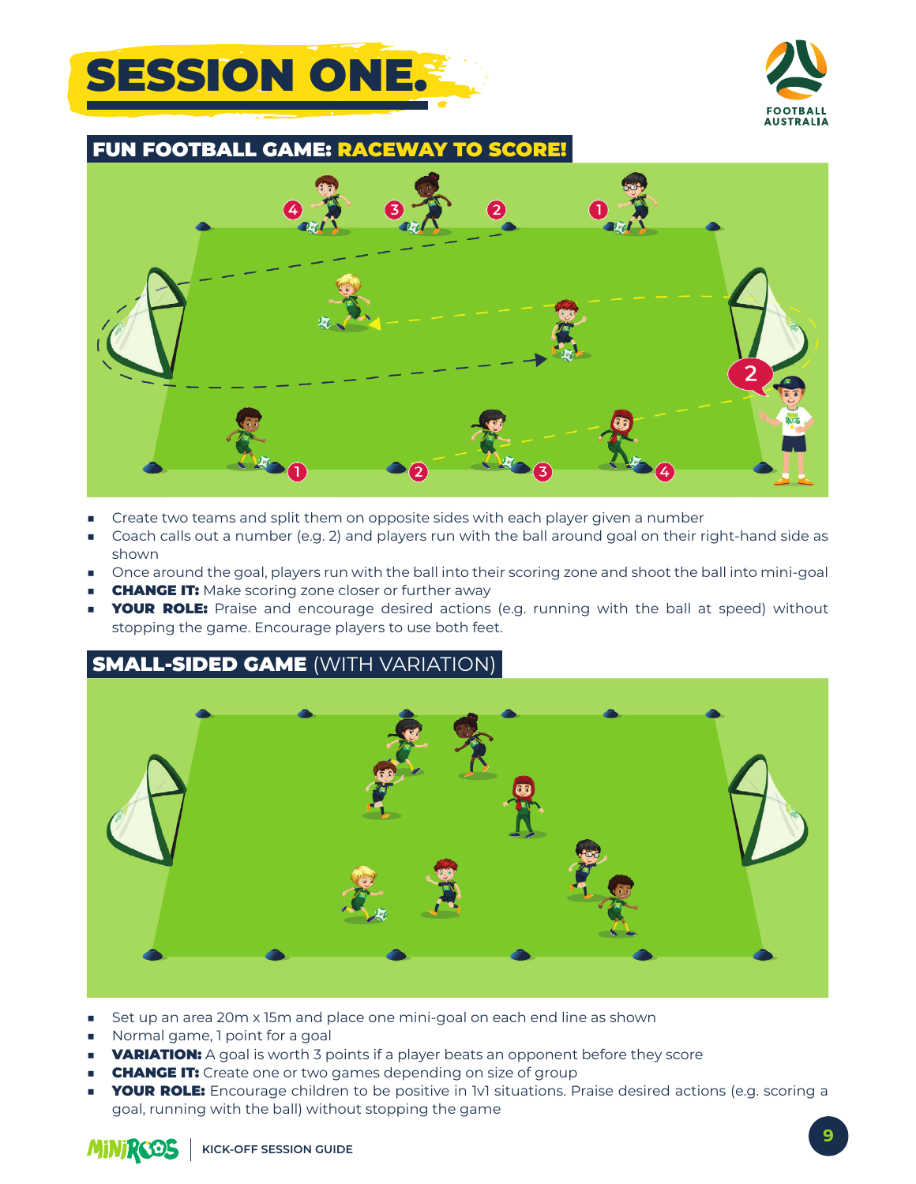# SESSION ONE.

## FUN FOOTBALL GAME: RACEWAY TO SCORE!

- Create two teams and split them on opposite sides with each player given a number
- Coach calls out a number (e.g. 2) and players run with the ball around goal on their right-hand side as shown
- Once around the goal, players run with the ball into their scoring zone and shoot the ball into mini-goal
- **CHANGE IT:** Make scoring zone closer or further away
- **YOUR ROLE:** Praise and encourage desired actions (e.g. running with the ball at speed) without stopping the game. Encourage players to use both feet.

## SMALL-SIDED GAME (WITH VARIATION)

- Set up an area 20m x 15m and place one mini-goal on each end line as shown
- Normal game, 1 point for a goal
- **VARIATION:** A goal is worth 3 points if a player beats an opponent before they score
- **CHANGE IT:** Create one or two games depending on size of group
- **YOUR ROLE:** Encourage children to be positive in 1v1 situations. Praise desired actions (e.g. scoring a goal, running with the ball) without stopping the game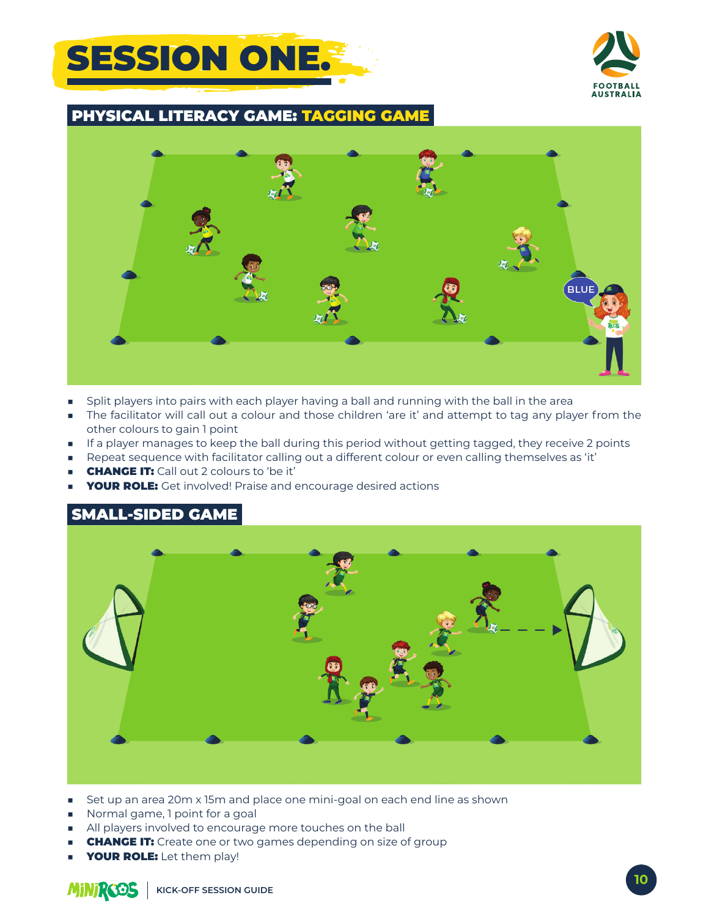# SESSION ONE.

## PHYSICAL LITERACY GAME: TAGGING GAME

- Split players into pairs with each player having a ball and running with the ball in the area
- The facilitator will call out a colour and those children 'are it' and attempt to tag any player from the other colours to gain 1 point
- If a player manages to keep the ball during this period without getting tagged, they receive 2 points
- Repeat sequence with facilitator calling out a different colour or even calling themselves as 'it'
- **CHANGE IT:** Call out 2 colours to 'be it'
- **YOUR ROLE:** Get involved! Praise and encourage desired actions

## SMALL-SIDED GAME

- Set up an area 20m x 15m and place one mini-goal on each end line as shown
- Normal game, 1 point for a goal
- All players involved to encourage more touches on the ball
- **CHANGE IT:** Create one or two games depending on size of group
- **YOUR ROLE:** Let them play!